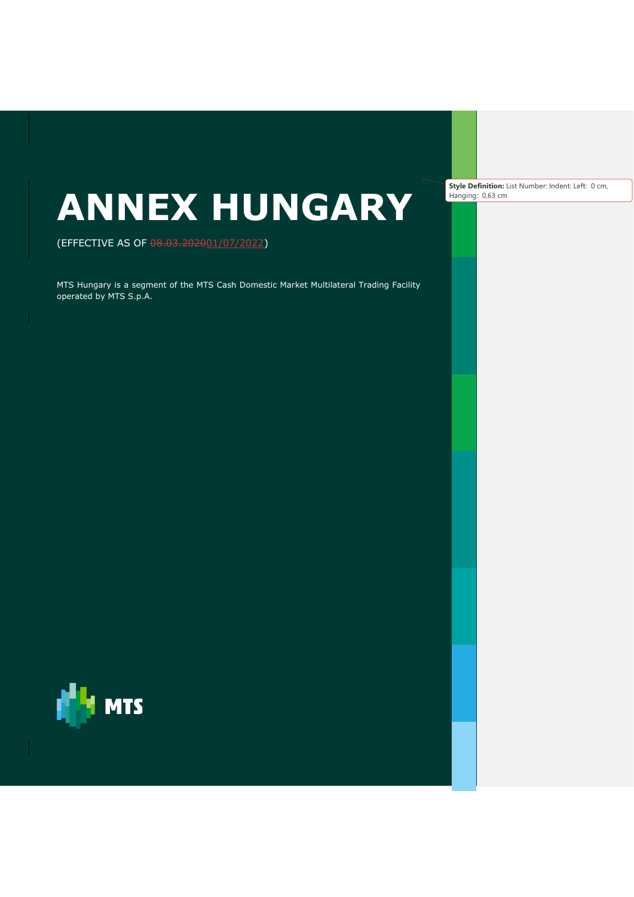# ANNEX HUNGARY

(EFFECTIVE AS OF ~~08.03.2020~~01/07/2022)

MTS Hungary is a segment of the MTS Cash Domestic Market Multilateral Trading Facility operated by MTS S.p.A.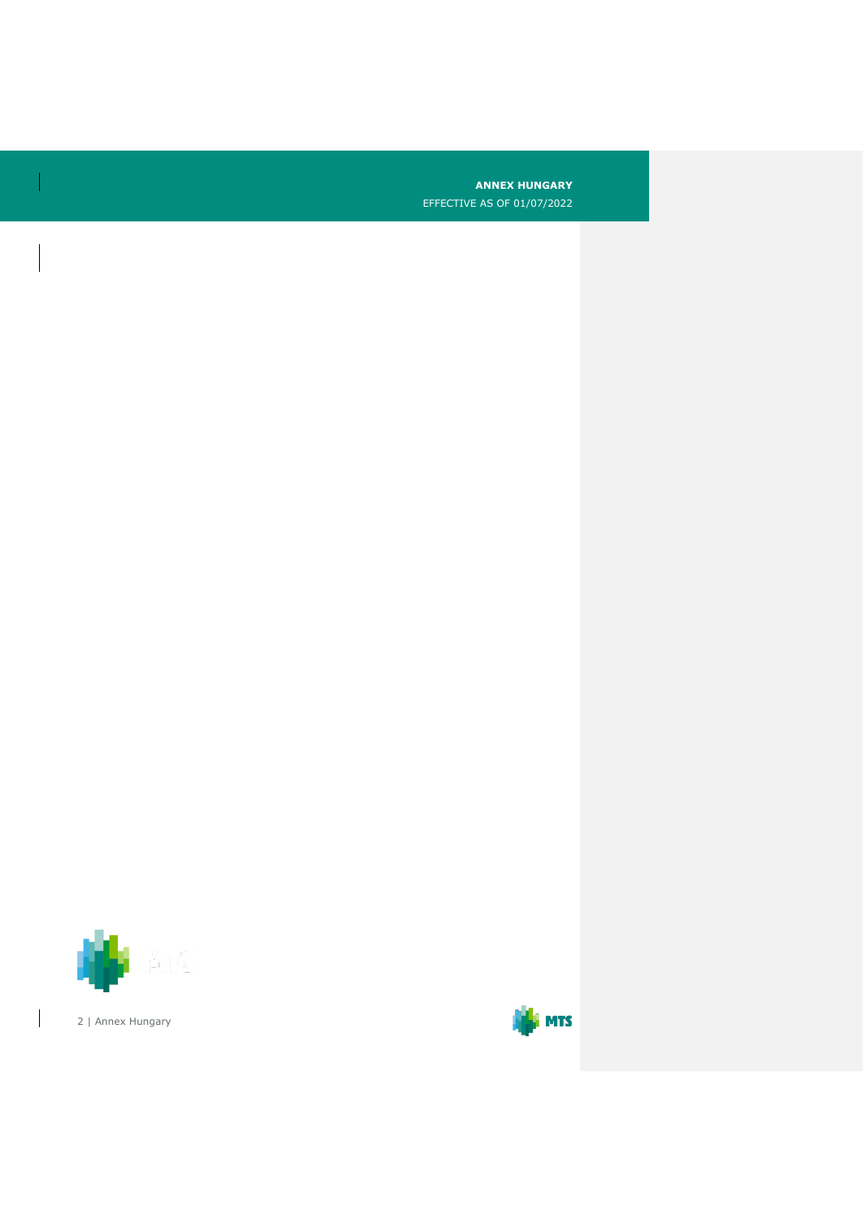**ANNEX HUNGARY**

EFFECTIVE AS OF 01/07/2022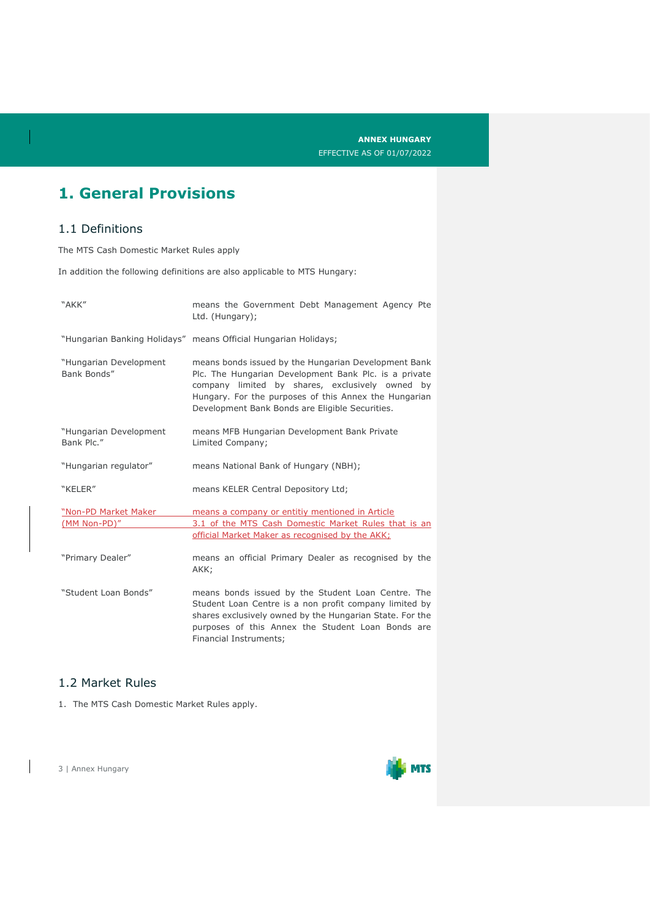# 1. General Provisions

## 1.1 Definitions

The MTS Cash Domestic Market Rules apply

In addition the following definitions are also applicable to MTS Hungary:

| | |
|---|---|
| "AKK" | means the Government Debt Management Agency Pte Ltd. (Hungary); |
| "Hungarian Banking Holidays" | means Official Hungarian Holidays; |
| "Hungarian Development Bank Bonds" | means bonds issued by the Hungarian Development Bank Plc. The Hungarian Development Bank Plc. is a private company limited by shares, exclusively owned by Hungary. For the purposes of this Annex the Hungarian Development Bank Bonds are Eligible Securities. |
| "Hungarian Development Bank Plc." | means MFB Hungarian Development Bank Private Limited Company; |
| "Hungarian regulator" | means National Bank of Hungary (NBH); |
| "KELER" | means KELER Central Depository Ltd; |
| "Non-PD Market Maker (MM Non-PD)" | means a company or entitiy mentioned in Article 3.1 of the MTS Cash Domestic Market Rules that is an official Market Maker as recognised by the AKK; |
| "Primary Dealer" | means an official Primary Dealer as recognised by the AKK; |
| "Student Loan Bonds" | means bonds issued by the Student Loan Centre. The Student Loan Centre is a non profit company limited by shares exclusively owned by the Hungarian State. For the purposes of this Annex the Student Loan Bonds are Financial Instruments; |

## 1.2 Market Rules

1. The MTS Cash Domestic Market Rules apply.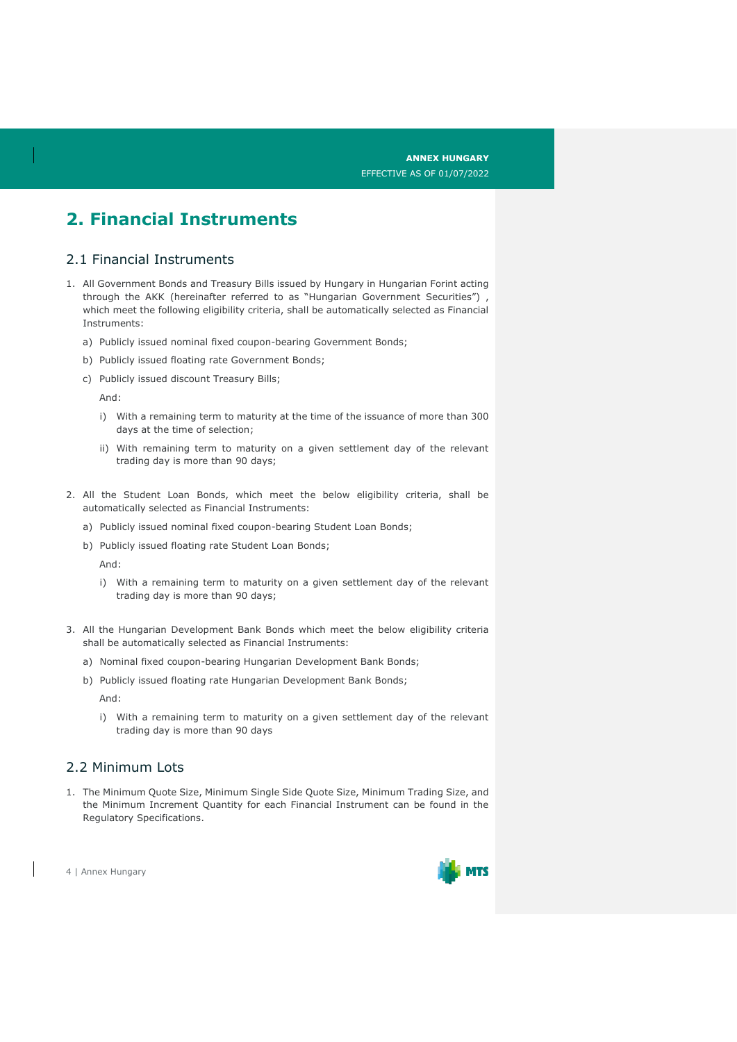# 2. Financial Instruments

## 2.1 Financial Instruments

1. All Government Bonds and Treasury Bills issued by Hungary in Hungarian Forint acting through the AKK (hereinafter referred to as "Hungarian Government Securities") , which meet the following eligibility criteria, shall be automatically selected as Financial Instruments:
   a) Publicly issued nominal fixed coupon-bearing Government Bonds;
   b) Publicly issued floating rate Government Bonds;
   c) Publicly issued discount Treasury Bills;

   And:

   i) With a remaining term to maturity at the time of the issuance of more than 300 days at the time of selection;

   ii) With remaining term to maturity on a given settlement day of the relevant trading day is more than 90 days;

2. All the Student Loan Bonds, which meet the below eligibility criteria, shall be automatically selected as Financial Instruments:
   a) Publicly issued nominal fixed coupon-bearing Student Loan Bonds;
   b) Publicly issued floating rate Student Loan Bonds;

   And:

   i) With a remaining term to maturity on a given settlement day of the relevant trading day is more than 90 days;

3. All the Hungarian Development Bank Bonds which meet the below eligibility criteria shall be automatically selected as Financial Instruments:
   a) Nominal fixed coupon-bearing Hungarian Development Bank Bonds;
   b) Publicly issued floating rate Hungarian Development Bank Bonds;

   And:

   i) With a remaining term to maturity on a given settlement day of the relevant trading day is more than 90 days

## 2.2 Minimum Lots

1. The Minimum Quote Size, Minimum Single Side Quote Size, Minimum Trading Size, and the Minimum Increment Quantity for each Financial Instrument can be found in the Regulatory Specifications.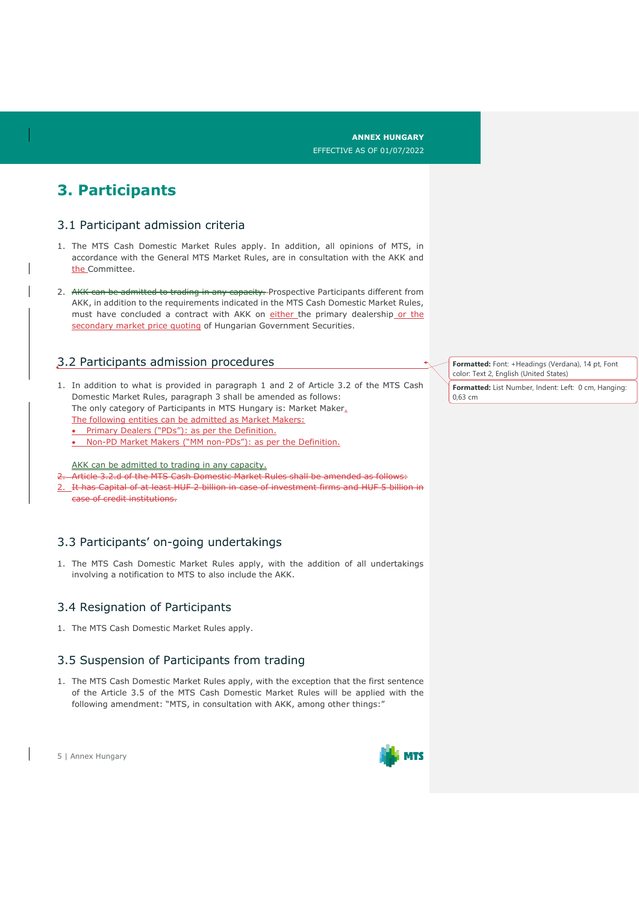# 3. Participants

## 3.1 Participant admission criteria

1. The MTS Cash Domestic Market Rules apply. In addition, all opinions of MTS, in accordance with the General MTS Market Rules, are in consultation with the AKK and the Committee.

2. ~~AKK can be admitted to trading in any capacity.~~ Prospective Participants different from AKK, in addition to the requirements indicated in the MTS Cash Domestic Market Rules, must have concluded a contract with AKK on either the primary dealership or the secondary market price quoting of Hungarian Government Securities.

## 3.2 Participants admission procedures

1. In addition to what is provided in paragraph 1 and 2 of Article 3.2 of the MTS Cash Domestic Market Rules, paragraph 3 shall be amended as follows:
   The only category of Participants in MTS Hungary is: Market Maker.
   The following entities can be admitted as Market Makers:
   - Primary Dealers ("PDs"): as per the Definition.
   - Non-PD Market Makers ("MM non-PDs"): as per the Definition.

   AKK can be admitted to trading in any capacity.

~~2. Article 3.2.d of the MTS Cash Domestic Market Rules shall be amended as follows:~~
~~2. It has Capital of at least HUF 2 billion in case of investment firms and HUF 5 billion in case of credit institutions.~~

## 3.3 Participants' on-going undertakings

1. The MTS Cash Domestic Market Rules apply, with the addition of all undertakings involving a notification to MTS to also include the AKK.

## 3.4 Resignation of Participants

1. The MTS Cash Domestic Market Rules apply.

## 3.5 Suspension of Participants from trading

1. The MTS Cash Domestic Market Rules apply, with the exception that the first sentence of the Article 3.5 of the MTS Cash Domestic Market Rules will be applied with the following amendment: "MTS, in consultation with AKK, among other things:"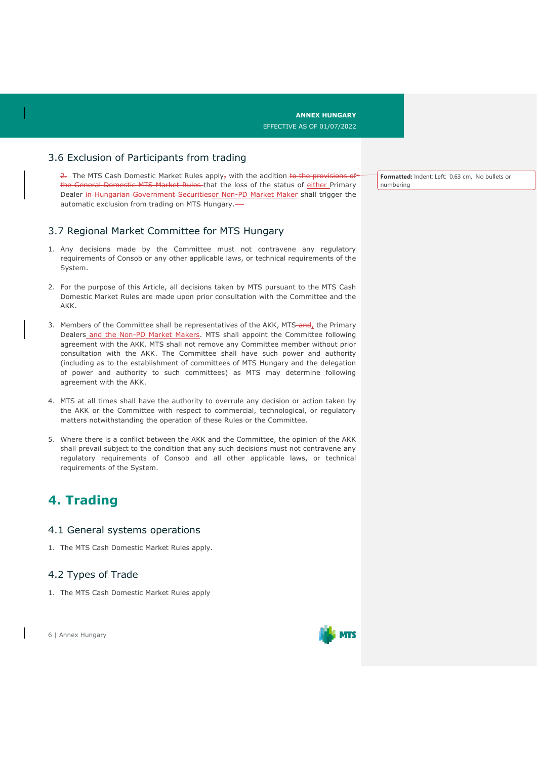## 3.6 Exclusion of Participants from trading

2. The MTS Cash Domestic Market Rules apply, with the addition to the provisions of the General Domestic MTS Market Rules that the loss of the status of either Primary Dealer in Hungarian Government Securities or Non-PD Market Maker shall trigger the automatic exclusion from trading on MTS Hungary.

## 3.7 Regional Market Committee for MTS Hungary

1. Any decisions made by the Committee must not contravene any regulatory requirements of Consob or any other applicable laws, or technical requirements of the System.

2. For the purpose of this Article, all decisions taken by MTS pursuant to the MTS Cash Domestic Market Rules are made upon prior consultation with the Committee and the AKK.

3. Members of the Committee shall be representatives of the AKK, MTS and, the Primary Dealers and the Non-PD Market Makers. MTS shall appoint the Committee following agreement with the AKK. MTS shall not remove any Committee member without prior consultation with the AKK. The Committee shall have such power and authority (including as to the establishment of committees of MTS Hungary and the delegation of power and authority to such committees) as MTS may determine following agreement with the AKK.

4. MTS at all times shall have the authority to overrule any decision or action taken by the AKK or the Committee with respect to commercial, technological, or regulatory matters notwithstanding the operation of these Rules or the Committee.

5. Where there is a conflict between the AKK and the Committee, the opinion of the AKK shall prevail subject to the condition that any such decisions must not contravene any regulatory requirements of Consob and all other applicable laws, or technical requirements of the System.

# 4. Trading

## 4.1 General systems operations

1. The MTS Cash Domestic Market Rules apply.

## 4.2 Types of Trade

1. The MTS Cash Domestic Market Rules apply

Formatted: Indent: Left: 0,63 cm, No bullets or numbering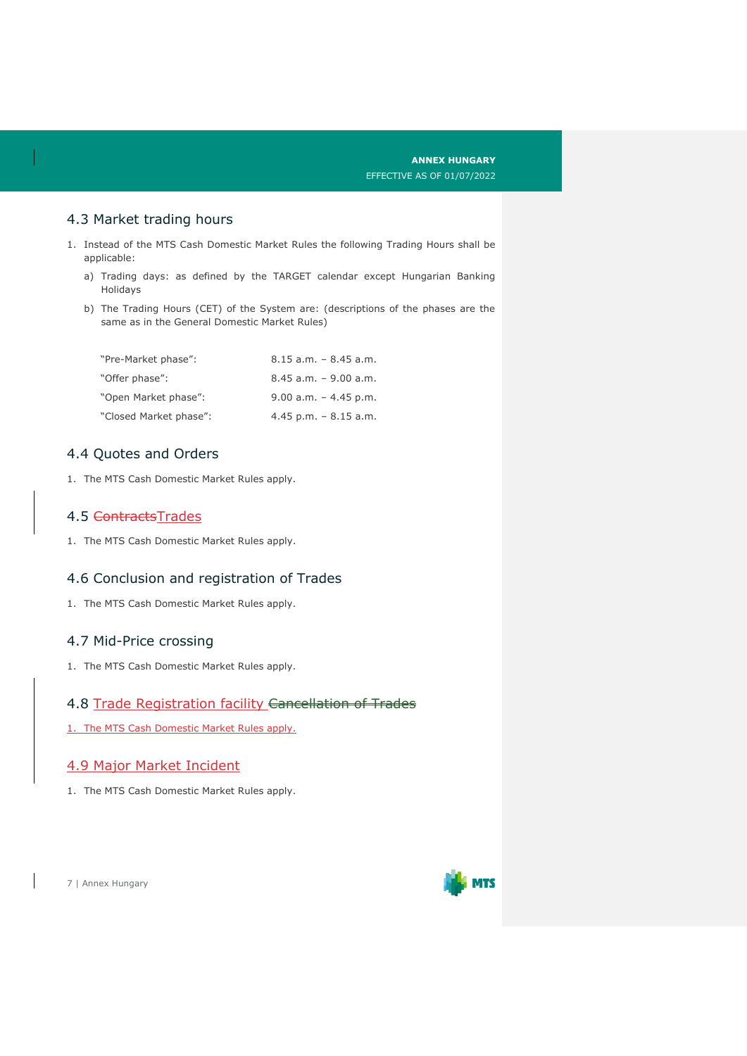## 4.3 Market trading hours

1. Instead of the MTS Cash Domestic Market Rules the following Trading Hours shall be applicable:
   a) Trading days: as defined by the TARGET calendar except Hungarian Banking Holidays
   b) The Trading Hours (CET) of the System are: (descriptions of the phases are the same as in the General Domestic Market Rules)

| | |
|---|---|
| "Pre-Market phase": | 8.15 a.m. – 8.45 a.m. |
| "Offer phase": | 8.45 a.m. – 9.00 a.m. |
| "Open Market phase": | 9.00 a.m. – 4.45 p.m. |
| "Closed Market phase": | 4.45 p.m. – 8.15 a.m. |

## 4.4 Quotes and Orders

1. The MTS Cash Domestic Market Rules apply.

## 4.5 ~~Contracts~~Trades

1. The MTS Cash Domestic Market Rules apply.

## 4.6 Conclusion and registration of Trades

1. The MTS Cash Domestic Market Rules apply.

## 4.7 Mid-Price crossing

1. The MTS Cash Domestic Market Rules apply.

## 4.8 Trade Registration facility ~~Cancellation of Trades~~

1. The MTS Cash Domestic Market Rules apply.

## 4.9 Major Market Incident

1. The MTS Cash Domestic Market Rules apply.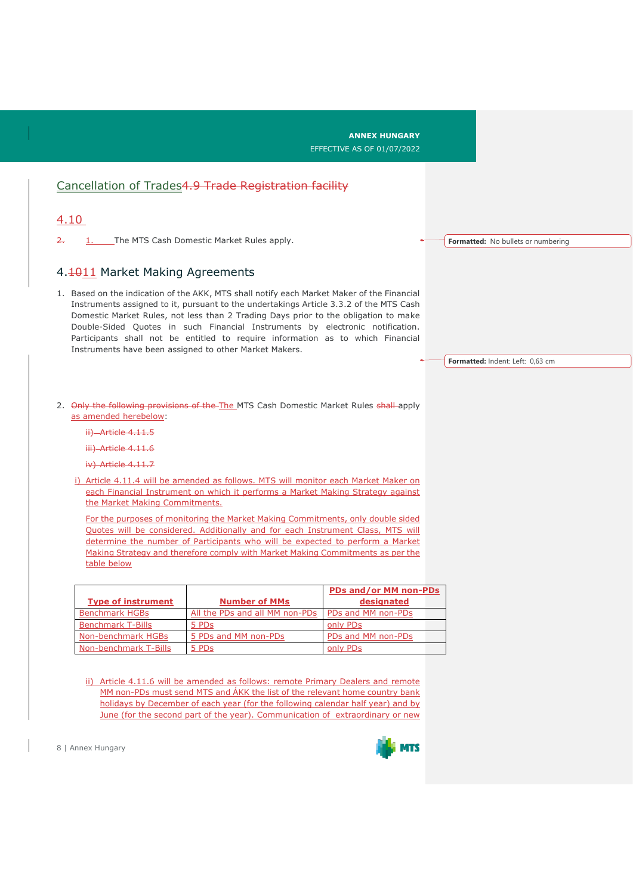## Cancellation of Trades4.9 Trade Registration facility

## 4.10

2. 1. The MTS Cash Domestic Market Rules apply.

## 4.1011 Market Making Agreements

1. Based on the indication of the AKK, MTS shall notify each Market Maker of the Financial Instruments assigned to it, pursuant to the undertakings Article 3.3.2 of the MTS Cash Domestic Market Rules, not less than 2 Trading Days prior to the obligation to make Double-Sided Quotes in such Financial Instruments by electronic notification. Participants shall not be entitled to require information as to which Financial Instruments have been assigned to other Market Makers.

2. Only the following provisions of the The MTS Cash Domestic Market Rules shall apply as amended herebelow:

   ii) Article 4.11.5

   iii) Article 4.11.6

   iv) Article 4.11.7

   i) Article 4.11.4 will be amended as follows. MTS will monitor each Market Maker on each Financial Instrument on which it performs a Market Making Strategy against the Market Making Commitments.

   For the purposes of monitoring the Market Making Commitments, only double sided Quotes will be considered. Additionally and for each Instrument Class, MTS will determine the number of Participants who will be expected to perform a Market Making Strategy and therefore comply with Market Making Commitments as per the table below

| **Type of instrument** | **Number of MMs** | **PDs and/or MM non-PDs designated** |
|---|---|---|
| Benchmark HGBs | All the PDs and all MM non-PDs | PDs and MM non-PDs |
| Benchmark T-Bills | 5 PDs | only PDs |
| Non-benchmark HGBs | 5 PDs and MM non-PDs | PDs and MM non-PDs |
| Non-benchmark T-Bills | 5 PDs | only PDs |

   ii) Article 4.11.6 will be amended as follows: remote Primary Dealers and remote MM non-PDs must send MTS and ÁKK the list of the relevant home country bank holidays by December of each year (for the following calendar half year) and by June (for the second part of the year). Communication of extraordinary or new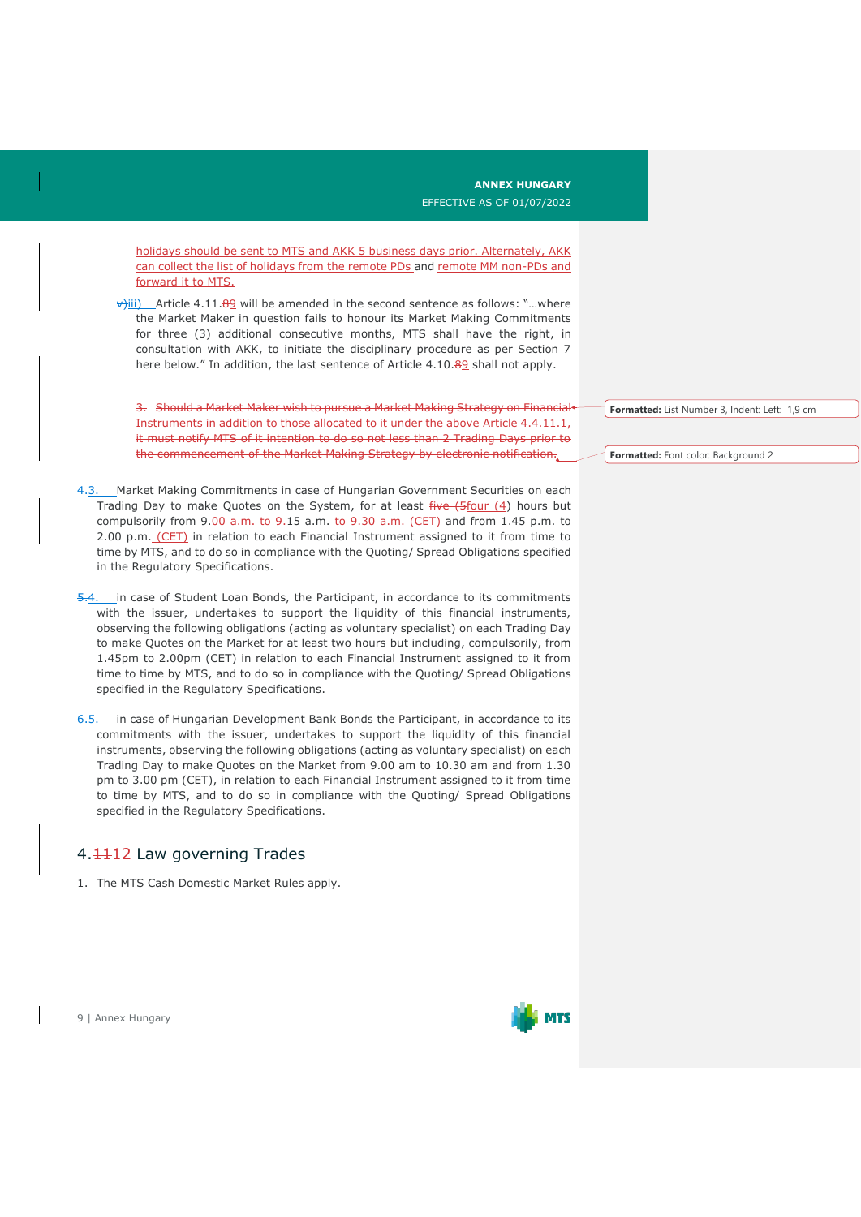holidays should be sent to MTS and AKK 5 business days prior. Alternately, AKK can collect the list of holidays from the remote PDs and remote MM non-PDs and forward it to MTS.

v)iii) Article 4.11.89 will be amended in the second sentence as follows: "…where the Market Maker in question fails to honour its Market Making Commitments for three (3) additional consecutive months, MTS shall have the right, in consultation with AKK, to initiate the disciplinary procedure as per Section 7 here below." In addition, the last sentence of Article 4.10.89 shall not apply.

~~3. Should a Market Maker wish to pursue a Market Making Strategy on Financial Instruments in addition to those allocated to it under the above Article 4.4.11.1, it must notify MTS of it intention to do so not less than 2 Trading Days prior to the commencement of the Market Making Strategy by electronic notification.~~

4.3. Market Making Commitments in case of Hungarian Government Securities on each Trading Day to make Quotes on the System, for at least five (5four (4) hours but compulsorily from 9.00 a.m. to 9.15 a.m. to 9.30 a.m. (CET) and from 1.45 p.m. to 2.00 p.m. (CET) in relation to each Financial Instrument assigned to it from time to time by MTS, and to do so in compliance with the Quoting/ Spread Obligations specified in the Regulatory Specifications.

5.4. in case of Student Loan Bonds, the Participant, in accordance to its commitments with the issuer, undertakes to support the liquidity of this financial instruments, observing the following obligations (acting as voluntary specialist) on each Trading Day to make Quotes on the Market for at least two hours but including, compulsorily, from 1.45pm to 2.00pm (CET) in relation to each Financial Instrument assigned to it from time to time by MTS, and to do so in compliance with the Quoting/ Spread Obligations specified in the Regulatory Specifications.

6.5. in case of Hungarian Development Bank Bonds the Participant, in accordance to its commitments with the issuer, undertakes to support the liquidity of this financial instruments, observing the following obligations (acting as voluntary specialist) on each Trading Day to make Quotes on the Market from 9.00 am to 10.30 am and from 1.30 pm to 3.00 pm (CET), in relation to each Financial Instrument assigned to it from time to time by MTS, and to do so in compliance with the Quoting/ Spread Obligations specified in the Regulatory Specifications.

## 4.1112 Law governing Trades

1. The MTS Cash Domestic Market Rules apply.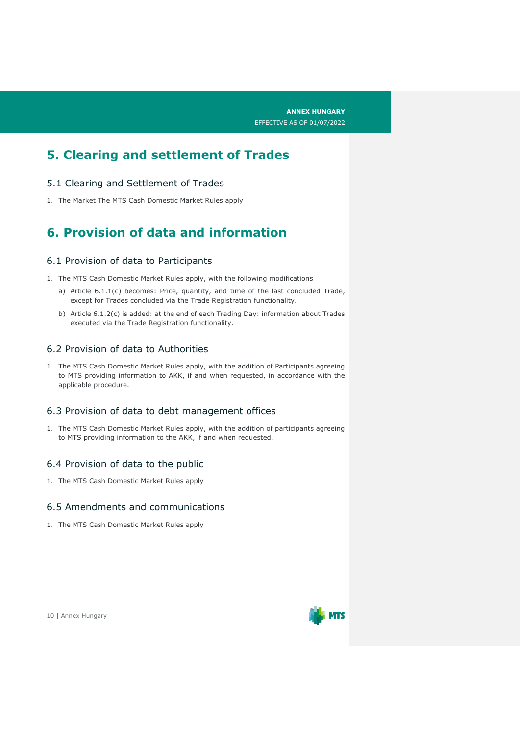# 5. Clearing and settlement of Trades

## 5.1 Clearing and Settlement of Trades

1. The Market The MTS Cash Domestic Market Rules apply

# 6. Provision of data and information

## 6.1 Provision of data to Participants

1. The MTS Cash Domestic Market Rules apply, with the following modifications
   a) Article 6.1.1(c) becomes: Price, quantity, and time of the last concluded Trade, except for Trades concluded via the Trade Registration functionality.
   b) Article 6.1.2(c) is added: at the end of each Trading Day: information about Trades executed via the Trade Registration functionality.

## 6.2 Provision of data to Authorities

1. The MTS Cash Domestic Market Rules apply, with the addition of Participants agreeing to MTS providing information to AKK, if and when requested, in accordance with the applicable procedure.

## 6.3 Provision of data to debt management offices

1. The MTS Cash Domestic Market Rules apply, with the addition of participants agreeing to MTS providing information to the AKK, if and when requested.

## 6.4 Provision of data to the public

1. The MTS Cash Domestic Market Rules apply

## 6.5 Amendments and communications

1. The MTS Cash Domestic Market Rules apply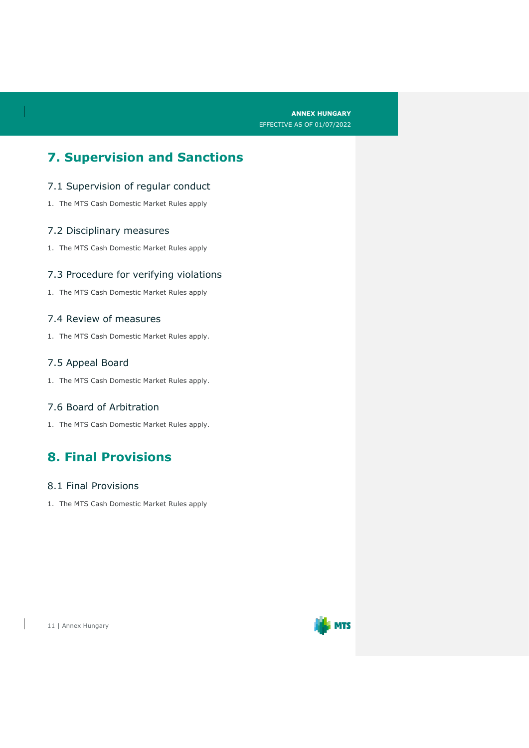# 7. Supervision and Sanctions

## 7.1 Supervision of regular conduct

1. The MTS Cash Domestic Market Rules apply

## 7.2 Disciplinary measures

1. The MTS Cash Domestic Market Rules apply

## 7.3 Procedure for verifying violations

1. The MTS Cash Domestic Market Rules apply

## 7.4 Review of measures

1. The MTS Cash Domestic Market Rules apply.

## 7.5 Appeal Board

1. The MTS Cash Domestic Market Rules apply.

## 7.6 Board of Arbitration

1. The MTS Cash Domestic Market Rules apply.

# 8. Final Provisions

## 8.1 Final Provisions

1. The MTS Cash Domestic Market Rules apply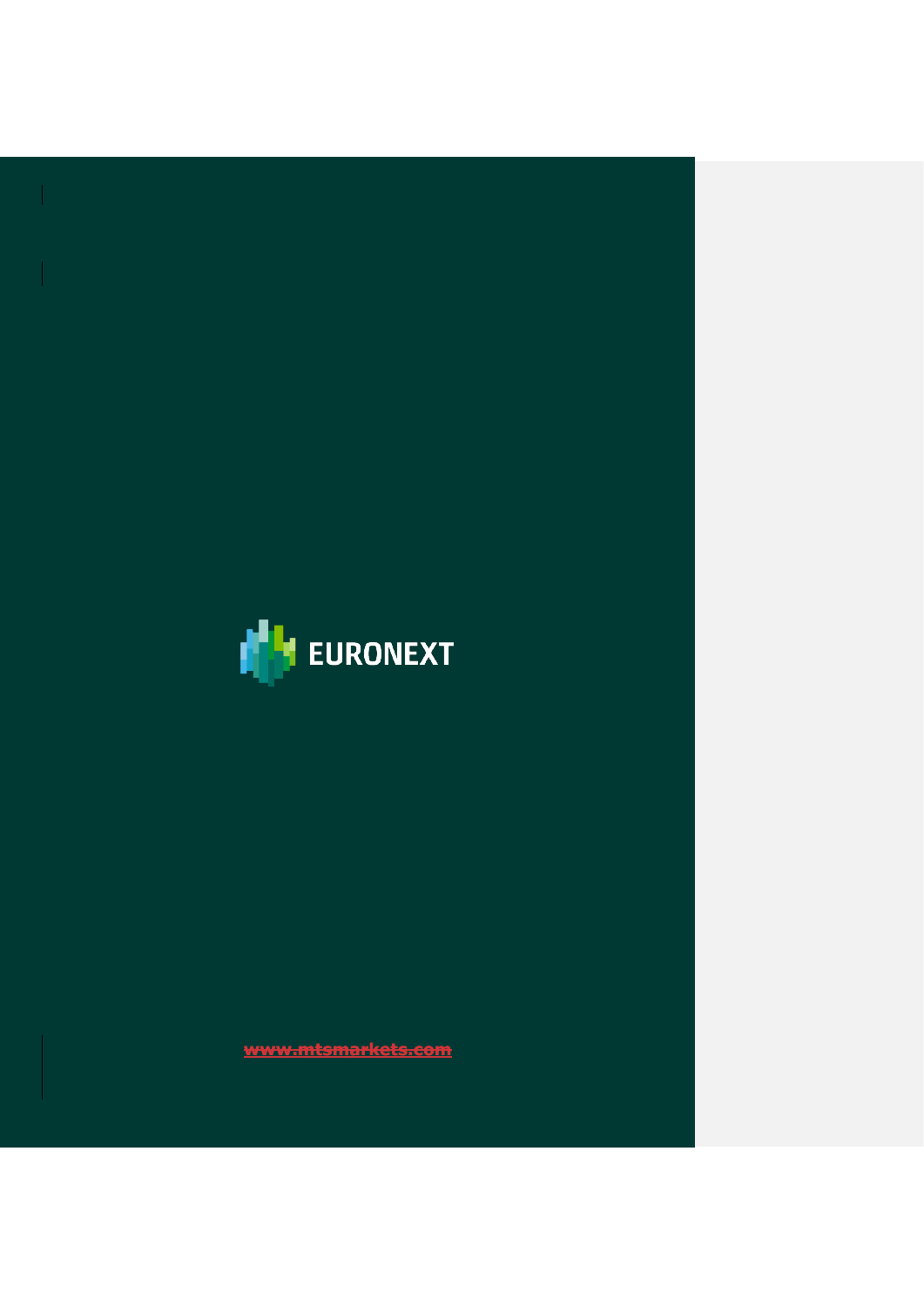EURONEXT

www.mtsmarkets.com